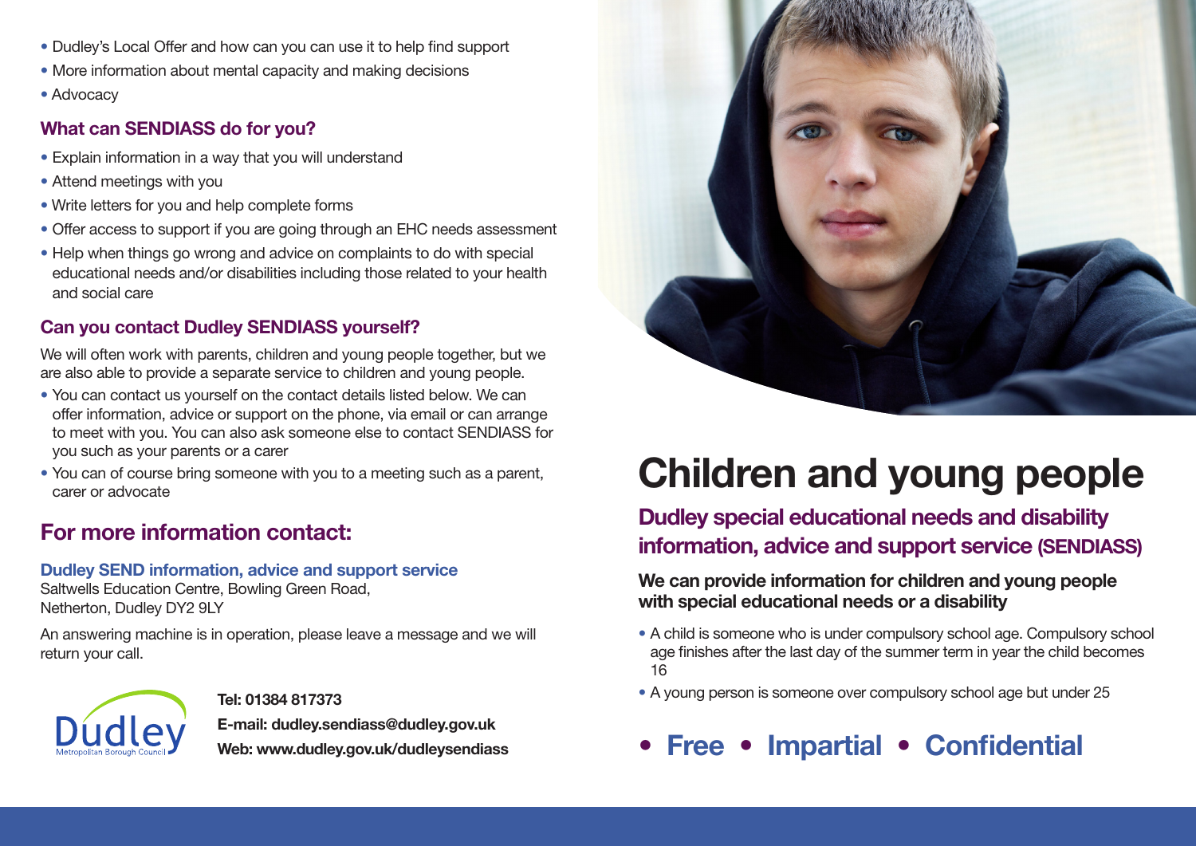# Children and young people

## Dudley special educational needs and disability information, advice and support service (SENDIASS)

**We can provide information for children and young people with special educational needs or a disability**

- A child is someone who is under compulsory school age. Compulsory school age finishes after the last day of the summer term in year the child becomes 16
- A young person is someone over compulsory school age but under 25

**• Free • Impartial • Confidential**

- Dudley's Local Offer and how can you can use it to help find support
- More information about mental capacity and making decisions
- Advocacy

### What can SENDIASS do for you?

- Explain information in a way that you will understand
- Attend meetings with you
- Write letters for you and help complete forms
- Offer access to support if you are going through an EHC needs assessment
- Help when things go wrong and advice on complaints to do with special educational needs and/or disabilities including those related to your health and social care

### Can you contact Dudley SENDIASS yourself?

We will often work with parents, children and young people together, but we are also able to provide a separate service to children and young people.

- You can contact us yourself on the contact details listed below. We can offer information, advice or support on the phone, via email or can arrange to meet with you. You can also ask someone else to contact SENDIASS for you such as your parents or a carer
- You can of course bring someone with you to a meeting such as a parent, carer or advocate

## For more information contact:

**Dudley SEND information, advice and support service**
Saltwells Education Centre, Bowling Green Road,
Netherton, Dudley DY2 9LY

An answering machine is in operation, please leave a message and we will return your call.

Dudley Metropolitan Borough Council

**Tel: 01384 817373**
**E-mail: dudley.sendiass@dudley.gov.uk**
**Web: www.dudley.gov.uk/dudleysendiass**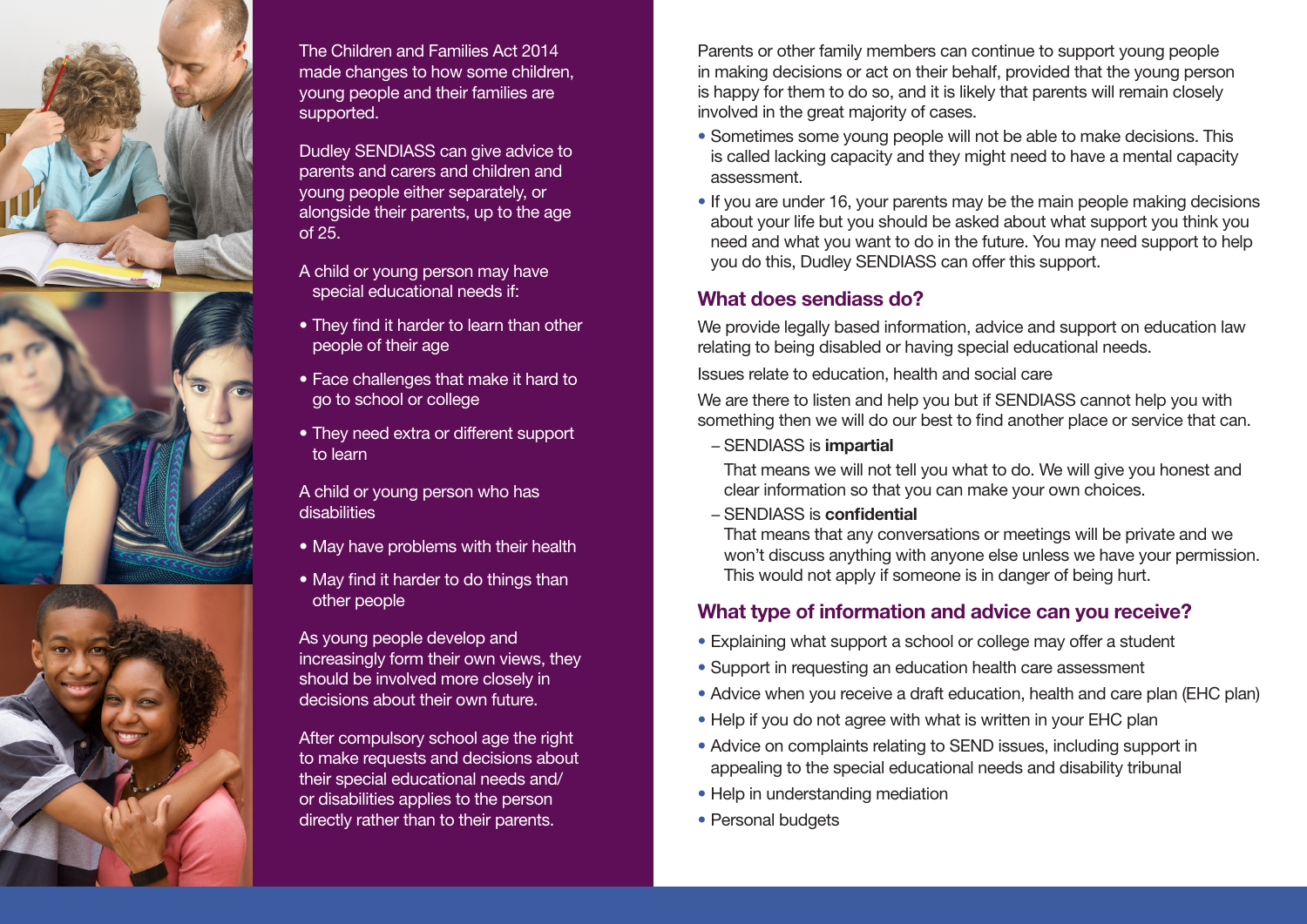The Children and Families Act 2014 made changes to how some children, young people and their families are supported.

Dudley SENDIASS can give advice to parents and carers and children and young people either separately, or alongside their parents, up to the age of 25.

A child or young person may have special educational needs if:

- They find it harder to learn than other people of their age
- Face challenges that make it hard to go to school or college
- They need extra or different support to learn

A child or young person who has disabilities

- May have problems with their health
- May find it harder to do things than other people

As young people develop and increasingly form their own views, they should be involved more closely in decisions about their own future.

After compulsory school age the right to make requests and decisions about their special educational needs and/or disabilities applies to the person directly rather than to their parents.

Parents or other family members can continue to support young people in making decisions or act on their behalf, provided that the young person is happy for them to do so, and it is likely that parents will remain closely involved in the great majority of cases.

- Sometimes some young people will not be able to make decisions. This is called lacking capacity and they might need to have a mental capacity assessment.
- If you are under 16, your parents may be the main people making decisions about your life but you should be asked about what support you think you need and what you want to do in the future. You may need support to help you do this, Dudley SENDIASS can offer this support.

## What does sendiass do?

We provide legally based information, advice and support on education law relating to being disabled or having special educational needs.

Issues relate to education, health and social care

We are there to listen and help you but if SENDIASS cannot help you with something then we will do our best to find another place or service that can.

– SENDIASS is **impartial**

That means we will not tell you what to do. We will give you honest and clear information so that you can make your own choices.

– SENDIASS is **confidential**

That means that any conversations or meetings will be private and we won't discuss anything with anyone else unless we have your permission. This would not apply if someone is in danger of being hurt.

## What type of information and advice can you receive?

- Explaining what support a school or college may offer a student
- Support in requesting an education health care assessment
- Advice when you receive a draft education, health and care plan (EHC plan)
- Help if you do not agree with what is written in your EHC plan
- Advice on complaints relating to SEND issues, including support in appealing to the special educational needs and disability tribunal
- Help in understanding mediation
- Personal budgets